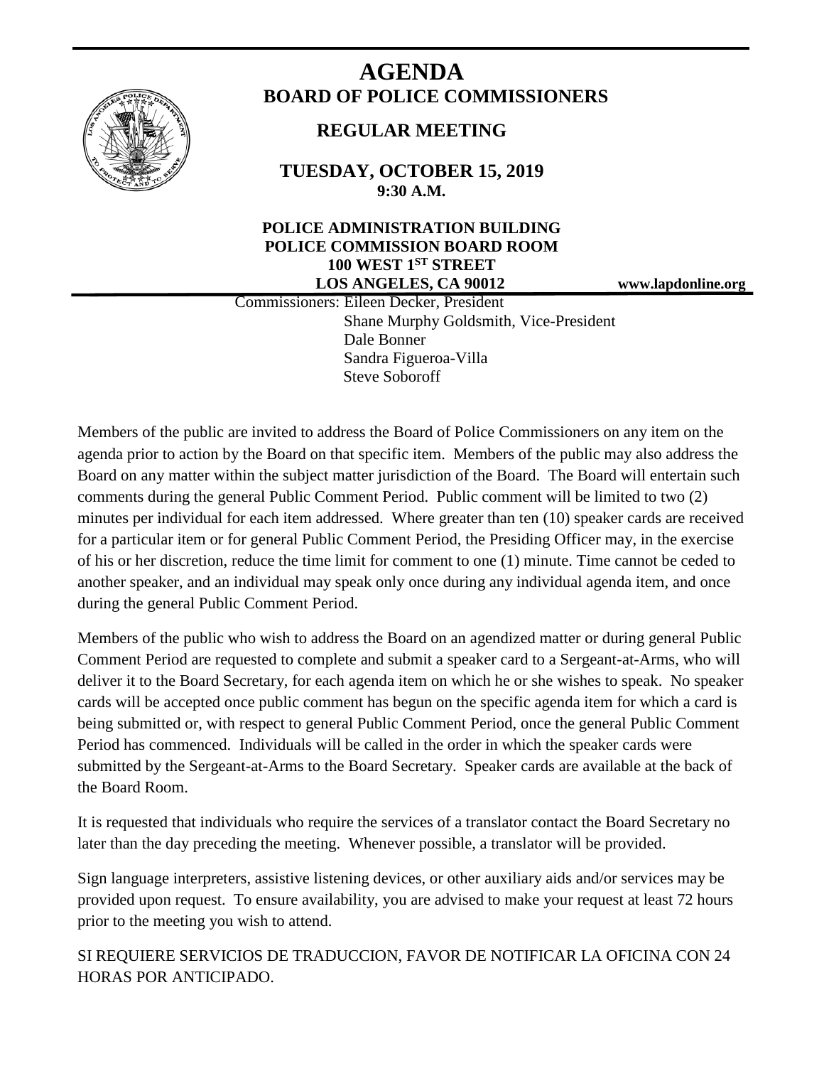# AGENDA

## BOARD OF POLICE COMMISSIONERS

### REGULAR MEETING

**TUESDAY, OCTOBER 15, 2019**
**9:30 A.M.**

**POLICE ADMINISTRATION BUILDING**
**POLICE COMMISSION BOARD ROOM**
**100 WEST 1ST STREET**
**LOS ANGELES, CA 90012**

**www.lapdonline.org**

Commissioners: Eileen Decker, President
Shane Murphy Goldsmith, Vice-President
Dale Bonner
Sandra Figueroa-Villa
Steve Soboroff

Members of the public are invited to address the Board of Police Commissioners on any item on the agenda prior to action by the Board on that specific item. Members of the public may also address the Board on any matter within the subject matter jurisdiction of the Board. The Board will entertain such comments during the general Public Comment Period. Public comment will be limited to two (2) minutes per individual for each item addressed. Where greater than ten (10) speaker cards are received for a particular item or for general Public Comment Period, the Presiding Officer may, in the exercise of his or her discretion, reduce the time limit for comment to one (1) minute. Time cannot be ceded to another speaker, and an individual may speak only once during any individual agenda item, and once during the general Public Comment Period.

Members of the public who wish to address the Board on an agendized matter or during general Public Comment Period are requested to complete and submit a speaker card to a Sergeant-at-Arms, who will deliver it to the Board Secretary, for each agenda item on which he or she wishes to speak. No speaker cards will be accepted once public comment has begun on the specific agenda item for which a card is being submitted or, with respect to general Public Comment Period, once the general Public Comment Period has commenced. Individuals will be called in the order in which the speaker cards were submitted by the Sergeant-at-Arms to the Board Secretary. Speaker cards are available at the back of the Board Room.

It is requested that individuals who require the services of a translator contact the Board Secretary no later than the day preceding the meeting. Whenever possible, a translator will be provided.

Sign language interpreters, assistive listening devices, or other auxiliary aids and/or services may be provided upon request. To ensure availability, you are advised to make your request at least 72 hours prior to the meeting you wish to attend.

SI REQUIERE SERVICIOS DE TRADUCCION, FAVOR DE NOTIFICAR LA OFICINA CON 24 HORAS POR ANTICIPADO.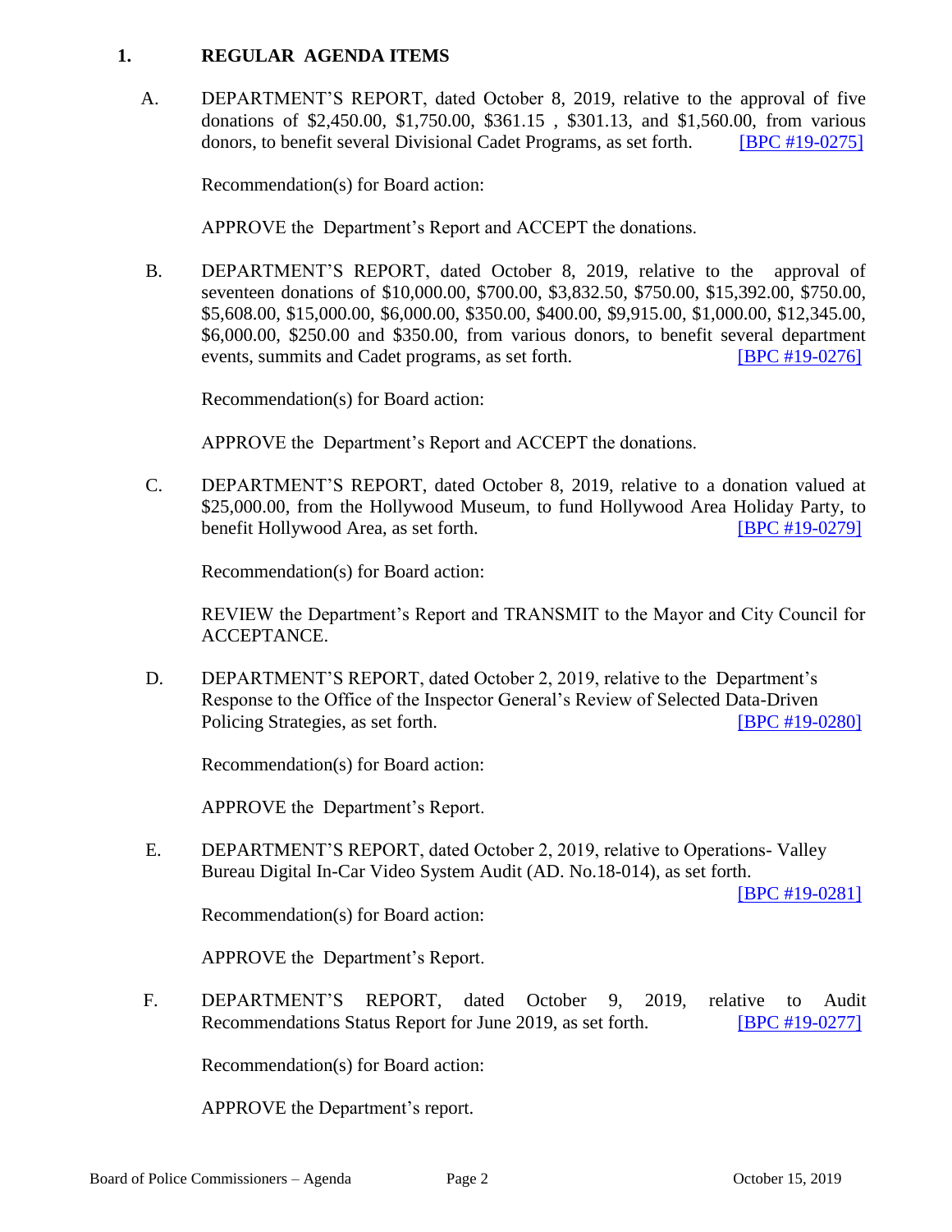## 1. REGULAR AGENDA ITEMS

A. DEPARTMENT'S REPORT, dated October 8, 2019, relative to the approval of five donations of $2,450.00, $1,750.00, $361.15 , $301.13, and $1,560.00, from various donors, to benefit several Divisional Cadet Programs, as set forth. [BPC #19-0275]

Recommendation(s) for Board action:

APPROVE the Department's Report and ACCEPT the donations.

B. DEPARTMENT'S REPORT, dated October 8, 2019, relative to the approval of seventeen donations of $10,000.00, $700.00, $3,832.50, $750.00, $15,392.00, $750.00, $5,608.00, $15,000.00, $6,000.00, $350.00, $400.00, $9,915.00, $1,000.00, $12,345.00, $6,000.00, $250.00 and $350.00, from various donors, to benefit several department events, summits and Cadet programs, as set forth. [BPC #19-0276]

Recommendation(s) for Board action:

APPROVE the Department's Report and ACCEPT the donations.

C. DEPARTMENT'S REPORT, dated October 8, 2019, relative to a donation valued at $25,000.00, from the Hollywood Museum, to fund Hollywood Area Holiday Party, to benefit Hollywood Area, as set forth. [BPC #19-0279]

Recommendation(s) for Board action:

REVIEW the Department's Report and TRANSMIT to the Mayor and City Council for ACCEPTANCE.

D. DEPARTMENT'S REPORT, dated October 2, 2019, relative to the Department's Response to the Office of the Inspector General's Review of Selected Data-Driven Policing Strategies, as set forth. [BPC #19-0280]

Recommendation(s) for Board action:

APPROVE the Department's Report.

E. DEPARTMENT'S REPORT, dated October 2, 2019, relative to Operations- Valley Bureau Digital In-Car Video System Audit (AD. No.18-014), as set forth. [BPC #19-0281]

Recommendation(s) for Board action:

APPROVE the Department's Report.

F. DEPARTMENT'S REPORT, dated October 9, 2019, relative to Audit Recommendations Status Report for June 2019, as set forth. [BPC #19-0277]

Recommendation(s) for Board action:

APPROVE the Department's report.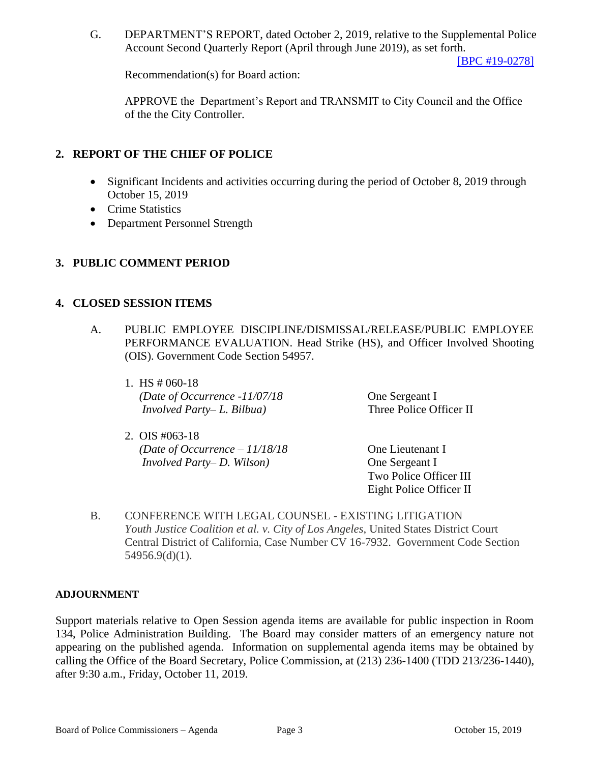G. DEPARTMENT'S REPORT, dated October 2, 2019, relative to the Supplemental Police Account Second Quarterly Report (April through June 2019), as set forth.

[BPC #19-0278]

Recommendation(s) for Board action:

APPROVE the Department's Report and TRANSMIT to City Council and the Office of the the City Controller.

## 2. REPORT OF THE CHIEF OF POLICE

- Significant Incidents and activities occurring during the period of October 8, 2019 through October 15, 2019
- Crime Statistics
- Department Personnel Strength

## 3. PUBLIC COMMENT PERIOD

## 4. CLOSED SESSION ITEMS

A. PUBLIC EMPLOYEE DISCIPLINE/DISMISSAL/RELEASE/PUBLIC EMPLOYEE PERFORMANCE EVALUATION. Head Strike (HS), and Officer Involved Shooting (OIS). Government Code Section 54957.

1. HS # 060-18
   *(Date of Occurrence -11/07/18*
   *Involved Party– L. Bilbua)*

   One Sergeant I
   Three Police Officer II

2. OIS #063-18
   *(Date of Occurrence – 11/18/18*
   *Involved Party– D. Wilson)*

   One Lieutenant I
   One Sergeant I
   Two Police Officer III
   Eight Police Officer II

B. CONFERENCE WITH LEGAL COUNSEL - EXISTING LITIGATION
*Youth Justice Coalition et al. v. City of Los Angeles*, United States District Court Central District of California, Case Number CV 16-7932. Government Code Section 54956.9(d)(1).

**ADJOURNMENT**

Support materials relative to Open Session agenda items are available for public inspection in Room 134, Police Administration Building. The Board may consider matters of an emergency nature not appearing on the published agenda. Information on supplemental agenda items may be obtained by calling the Office of the Board Secretary, Police Commission, at (213) 236-1400 (TDD 213/236-1440), after 9:30 a.m., Friday, October 11, 2019.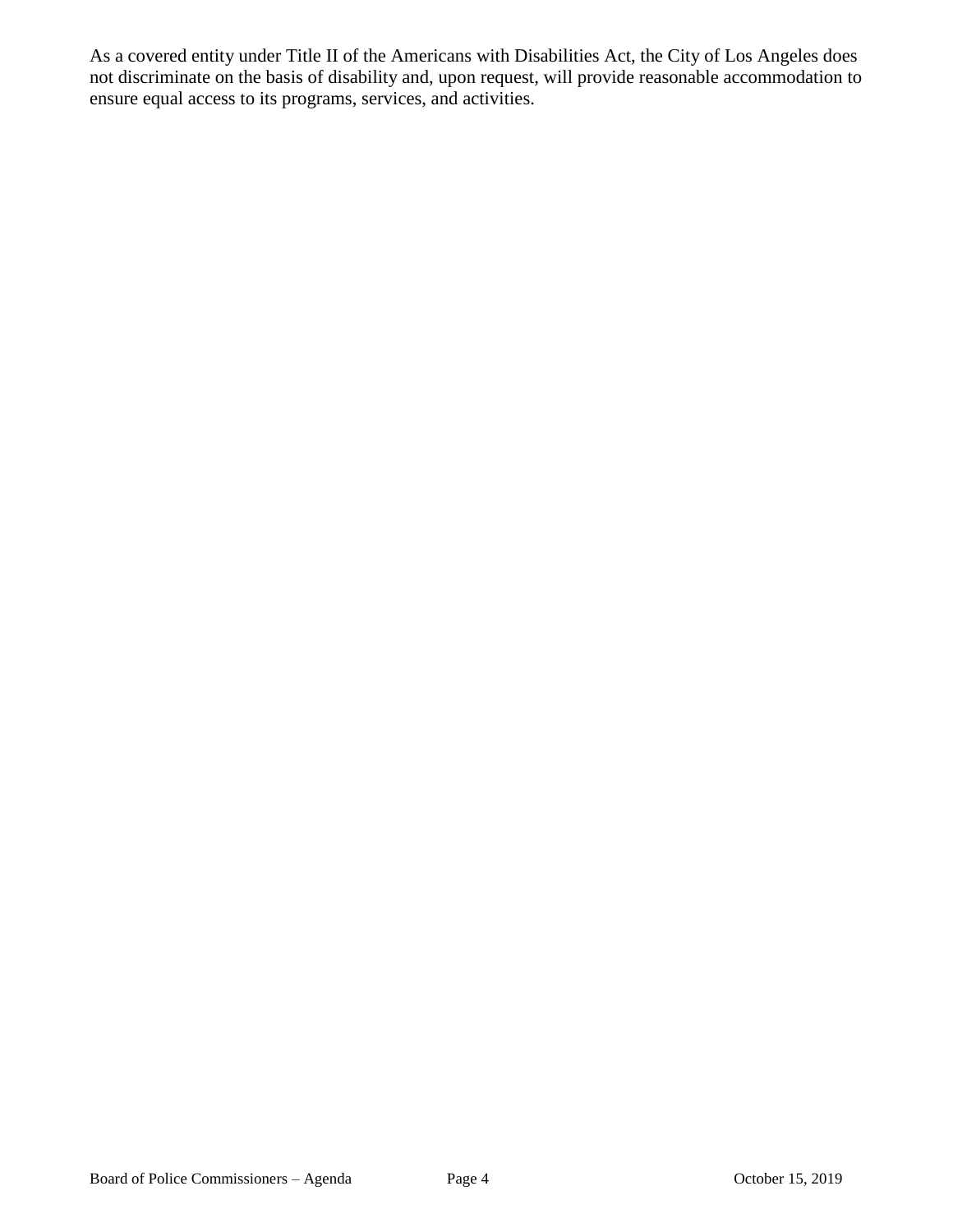As a covered entity under Title II of the Americans with Disabilities Act, the City of Los Angeles does not discriminate on the basis of disability and, upon request, will provide reasonable accommodation to ensure equal access to its programs, services, and activities.